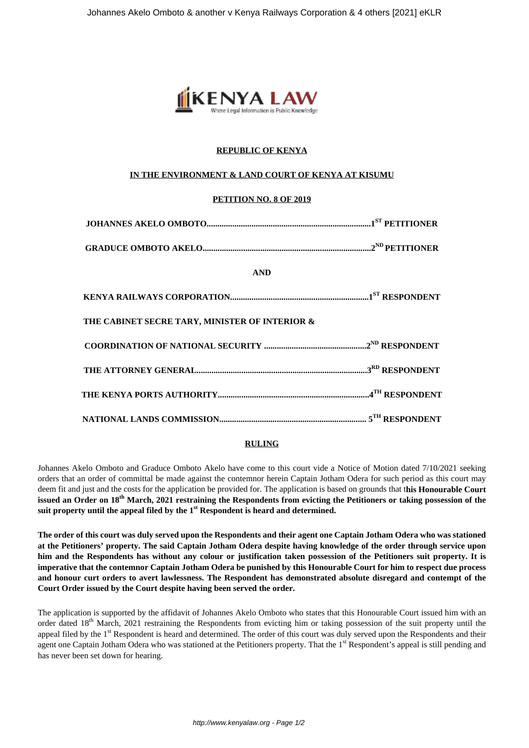**REPUBLIC OF KENYA**

**IN THE ENVIRONMENT & LAND COURT OF KENYA AT KISUMU**

**PETITION NO. 8 OF 2019**

**JOHANNES AKELO OMBOTO...........................................................................1ST PETITIONER**

**GRADUCE OMBOTO AKELO..............................................................................2ND PETITIONER**

**AND**

**KENYA RAILWAYS CORPORATION................................................................1ST RESPONDENT**

**THE CABINET SECRE TARY, MINISTER OF INTERIOR &**

**COORDINATION OF NATIONAL SECURITY ................................................2ND RESPONDENT**

**THE ATTORNEY GENERAL...............................................................................3RD RESPONDENT**

**THE KENYA PORTS AUTHORITY......................................................................4TH RESPONDENT**

**NATIONAL LANDS COMMISSION.................................................................... 5TH RESPONDENT**

**RULING**

Johannes Akelo Omboto and Graduce Omboto Akelo have come to this court vide a Notice of Motion dated 7/10/2021 seeking orders that an order of committal be made against the contemnor herein Captain Jotham Odera for such period as this court may deem fit and just and the costs for the application be provided for. The application is based on grounds that t**his Honourable Court issued an Order on 18th March, 2021 restraining the Respondents from evicting the Petitioners or taking possession of the suit property until the appeal filed by the 1st Respondent is heard and determined.**

**The order of this court was duly served upon the Respondents and their agent one Captain Jotham Odera who was stationed at the Petitioners' property. The said Captain Jotham Odera despite having knowledge of the order through service upon him and the Respondents has without any colour or justification taken possession of the Petitioners suit property. It is imperative that the contemnor Captain Jotham Odera be punished by this Honourable Court for him to respect due process and honour curt orders to avert lawlessness. The Respondent has demonstrated absolute disregard and contempt of the Court Order issued by the Court despite having been served the order.**

The application is supported by the affidavit of Johannes Akelo Omboto who states that this Honourable Court issued him with an order dated 18th March, 2021 restraining the Respondents from evicting him or taking possession of the suit property until the appeal filed by the 1st Respondent is heard and determined. The order of this court was duly served upon the Respondents and their agent one Captain Jotham Odera who was stationed at the Petitioners property. That the 1st Respondent's appeal is still pending and has never been set down for hearing.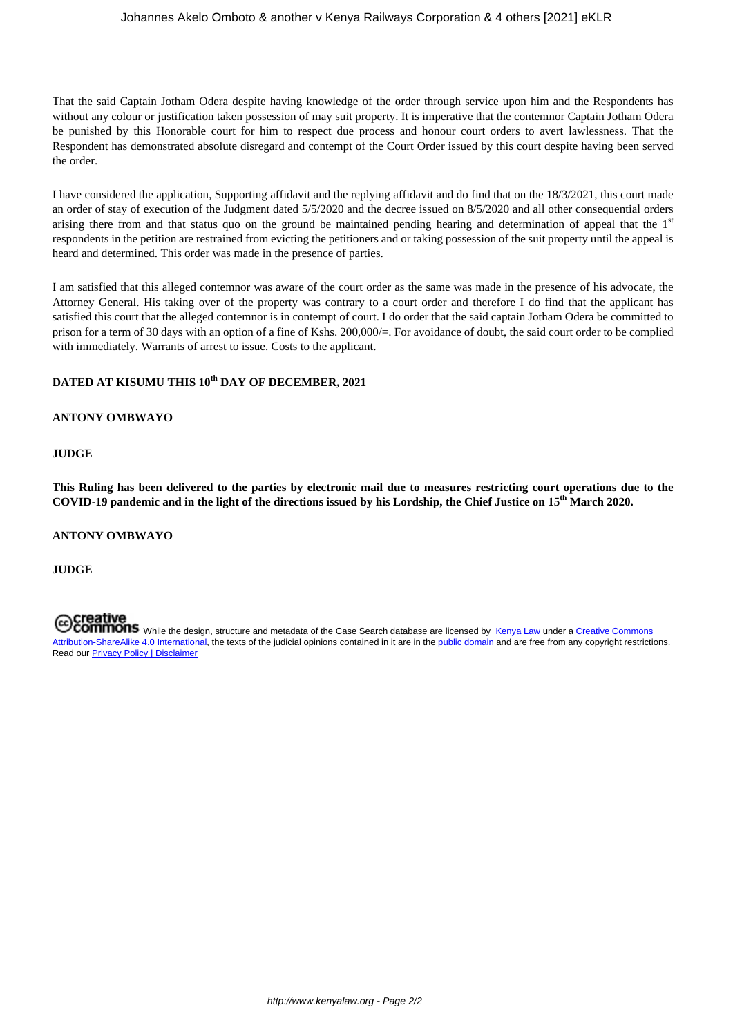That the said Captain Jotham Odera despite having knowledge of the order through service upon him and the Respondents has without any colour or justification taken possession of may suit property. It is imperative that the contemnor Captain Jotham Odera be punished by this Honorable court for him to respect due process and honour court orders to avert lawlessness. That the Respondent has demonstrated absolute disregard and contempt of the Court Order issued by this court despite having been served the order.

I have considered the application, Supporting affidavit and the replying affidavit and do find that on the 18/3/2021, this court made an order of stay of execution of the Judgment dated 5/5/2020 and the decree issued on 8/5/2020 and all other consequential orders arising there from and that status quo on the ground be maintained pending hearing and determination of appeal that the 1st respondents in the petition are restrained from evicting the petitioners and or taking possession of the suit property until the appeal is heard and determined. This order was made in the presence of parties.

I am satisfied that this alleged contemnor was aware of the court order as the same was made in the presence of his advocate, the Attorney General. His taking over of the property was contrary to a court order and therefore I do find that the applicant has satisfied this court that the alleged contemnor is in contempt of court. I do order that the said captain Jotham Odera be committed to prison for a term of 30 days with an option of a fine of Kshs. 200,000/=. For avoidance of doubt, the said court order to be complied with immediately. Warrants of arrest to issue. Costs to the applicant.

**DATED AT KISUMU THIS 10th DAY OF DECEMBER, 2021**

**ANTONY OMBWAYO**

**JUDGE**

**This Ruling has been delivered to the parties by electronic mail due to measures restricting court operations due to the COVID-19 pandemic and in the light of the directions issued by his Lordship, the Chief Justice on 15th March 2020.**

**ANTONY OMBWAYO**

**JUDGE**

While the design, structure and metadata of the Case Search database are licensed by Kenya Law under a Creative Commons Attribution-ShareAlike 4.0 International, the texts of the judicial opinions contained in it are in the public domain and are free from any copyright restrictions. Read our Privacy Policy | Disclaimer